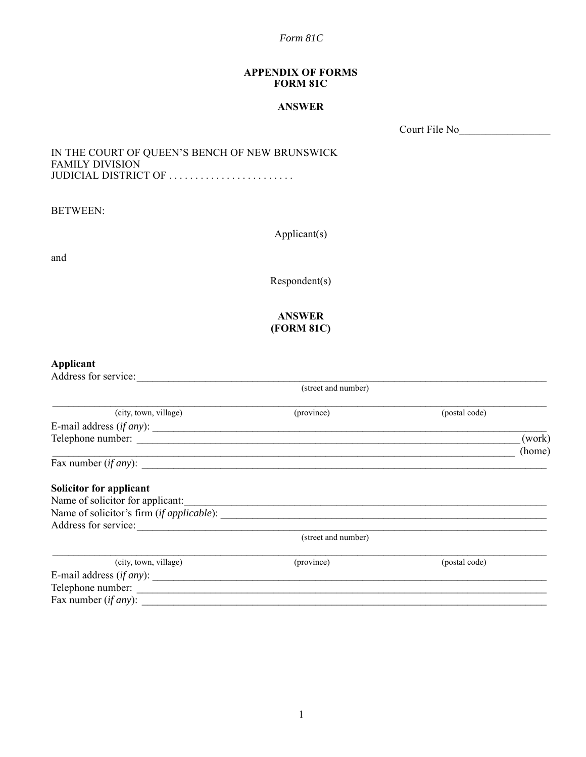*Form 81C*

**APPENDIX OF FORMS**
**FORM 81C**

**ANSWER**

Court File No_________________

IN THE COURT OF QUEEN'S BENCH OF NEW BRUNSWICK
FAMILY DIVISION
JUDICIAL DISTRICT OF . . . . . . . . . . . . . . . . . . . . . . . .

BETWEEN:

Applicant(s)

and

Respondent(s)

**ANSWER**
**(FORM 81C)**

**Applicant**

Address for service:_______________________________________________________________
(street and number)

___________________________________________________________________________
(city, town, village) (province) (postal code)

E-mail address (*if any*): ___________________________________________________________

Telephone number: ________________________________________________________ (work)

________________________________________________________________________ (home)

Fax number (*if any*): ______________________________________________________________

**Solicitor for applicant**

Name of solicitor for applicant:_______________________________________________________

Name of solicitor's firm (*if applicable*): _______________________________________________

Address for service:_______________________________________________________________
(street and number)

___________________________________________________________________________
(city, town, village) (province) (postal code)

E-mail address (*if any*): ___________________________________________________________

Telephone number: ________________________________________________________________

Fax number (*if any*): ______________________________________________________________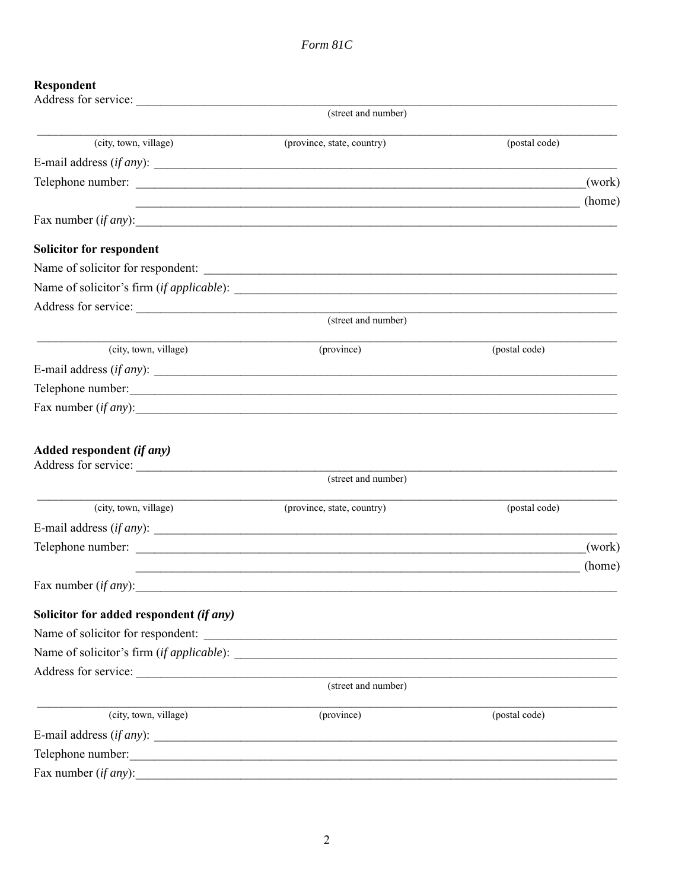Form 81C

**Respondent**

Address for service: ______________________________________________

(street and number)

______________________________________________

(city, town, village) (province, state, country) (postal code)

E-mail address (*if any*): ______________________________________________

Telephone number: ______________________________________________(work)

______________________________________________ (home)

Fax number (*if any*):______________________________________________

**Solicitor for respondent**

Name of solicitor for respondent: ______________________________________________

Name of solicitor's firm (*if applicable*): ______________________________________________

Address for service: ______________________________________________

(street and number)

______________________________________________

(city, town, village) (province) (postal code)

E-mail address (*if any*): ______________________________________________

Telephone number:______________________________________________

Fax number (*if any*):______________________________________________

**Added respondent *(if any)***

Address for service: ______________________________________________

(street and number)

______________________________________________

(city, town, village) (province, state, country) (postal code)

E-mail address (*if any*): ______________________________________________

Telephone number: ______________________________________________(work)

______________________________________________ (home)

Fax number (*if any*):______________________________________________

**Solicitor for added respondent *(if any)***

Name of solicitor for respondent: ______________________________________________

Name of solicitor's firm (*if applicable*): ______________________________________________

Address for service: ______________________________________________

(street and number)

______________________________________________

(city, town, village) (province) (postal code)

E-mail address (*if any*): ______________________________________________

Telephone number:______________________________________________

Fax number (*if any*):______________________________________________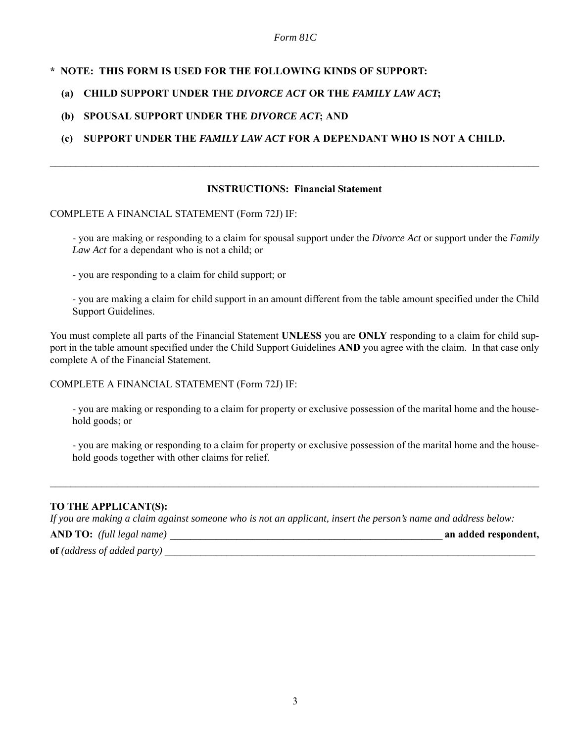*Form 81C*

**\* NOTE: THIS FORM IS USED FOR THE FOLLOWING KINDS OF SUPPORT:**

**(a) CHILD SUPPORT UNDER THE *DIVORCE ACT* OR THE *FAMILY LAW ACT*;**

**(b) SPOUSAL SUPPORT UNDER THE *DIVORCE ACT*; AND**

**(c) SUPPORT UNDER THE *FAMILY LAW ACT* FOR A DEPENDANT WHO IS NOT A CHILD.**

---

**INSTRUCTIONS: Financial Statement**

COMPLETE A FINANCIAL STATEMENT (Form 72J) IF:

- you are making or responding to a claim for spousal support under the *Divorce Act* or support under the *Family Law Act* for a dependant who is not a child; or

- you are responding to a claim for child support; or

- you are making a claim for child support in an amount different from the table amount specified under the Child Support Guidelines.

You must complete all parts of the Financial Statement **UNLESS** you are **ONLY** responding to a claim for child support in the table amount specified under the Child Support Guidelines **AND** you agree with the claim. In that case only complete A of the Financial Statement.

COMPLETE A FINANCIAL STATEMENT (Form 72J) IF:

- you are making or responding to a claim for property or exclusive possession of the marital home and the household goods; or

- you are making or responding to a claim for property or exclusive possession of the marital home and the household goods together with other claims for relief.

---

**TO THE APPLICANT(S):**

*If you are making a claim against someone who is not an applicant, insert the person's name and address below:*

**AND TO:** *(full legal name)* ________________________________________ **an added respondent,**

**of** *(address of added party)* ________________________________________________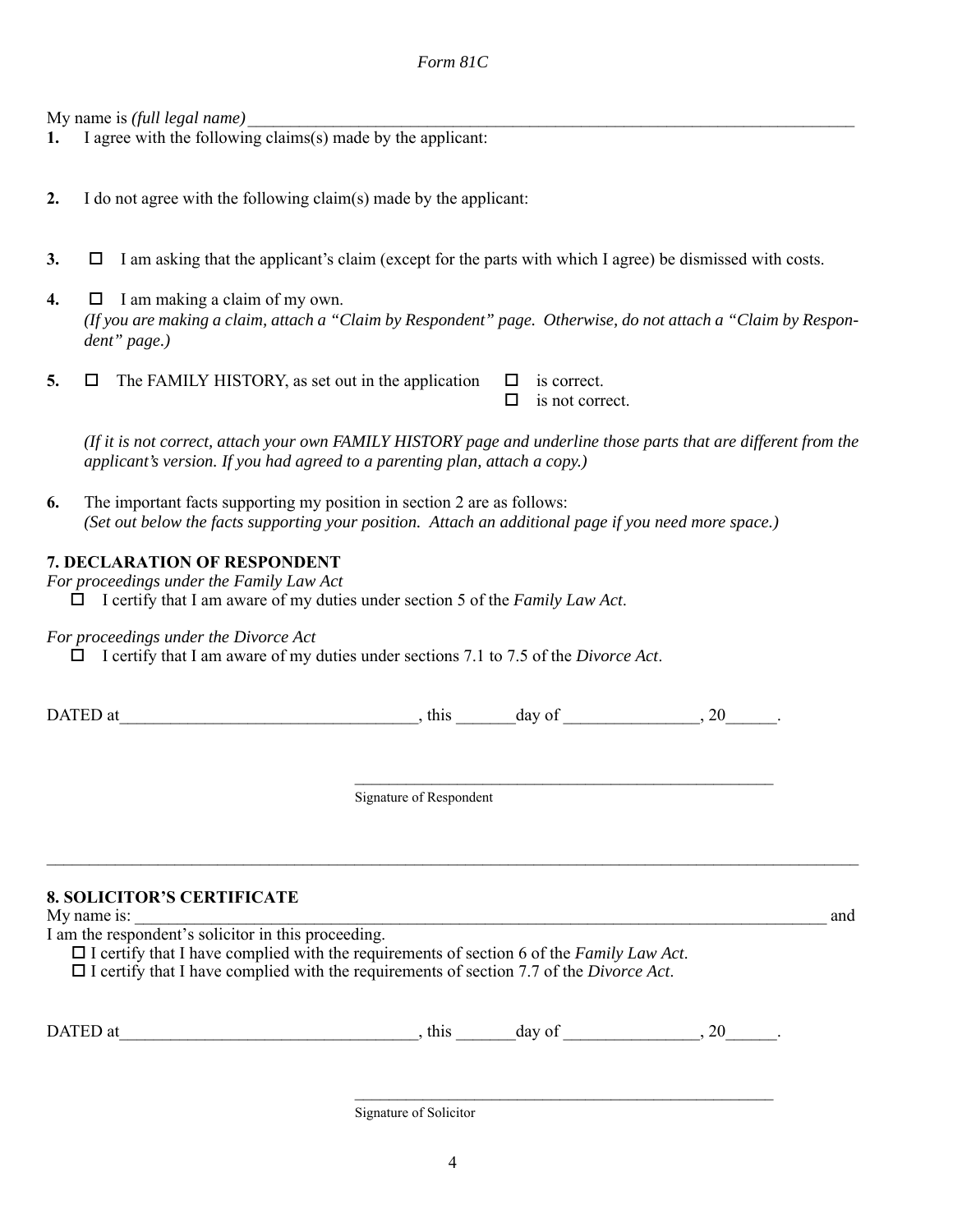*Form 81C*

My name is *(full legal name)* ___________________________________________________________________________

**1.** I agree with the following claims(s) made by the applicant:

**2.** I do not agree with the following claim(s) made by the applicant:

**3.** ☐ I am asking that the applicant's claim (except for the parts with which I agree) be dismissed with costs.

**4.** ☐ I am making a claim of my own.
*(If you are making a claim, attach a "Claim by Respondent" page. Otherwise, do not attach a "Claim by Respondent" page.)*

**5.** ☐ The FAMILY HISTORY, as set out in the application ☐ is correct.
☐ is not correct.

*(If it is not correct, attach your own FAMILY HISTORY page and underline those parts that are different from the applicant's version. If you had agreed to a parenting plan, attach a copy.)*

**6.** The important facts supporting my position in section 2 are as follows:
*(Set out below the facts supporting your position. Attach an additional page if you need more space.)*

**7. DECLARATION OF RESPONDENT**

*For proceedings under the Family Law Act*

☐ I certify that I am aware of my duties under section 5 of the *Family Law Act*.

*For proceedings under the Divorce Act*

☐ I certify that I am aware of my duties under sections 7.1 to 7.5 of the *Divorce Act*.

DATED at__________________________________, this _______day of _______________, 20______.

_____________________________________________________
Signature of Respondent

---

**8. SOLICITOR'S CERTIFICATE**

My name is: ___________________________________________________________________________________ and
I am the respondent's solicitor in this proceeding.

☐ I certify that I have complied with the requirements of section 6 of the *Family Law Act*.
☐ I certify that I have complied with the requirements of section 7.7 of the *Divorce Act*.

DATED at__________________________________, this _______day of _______________, 20______.

_____________________________________________________
Signature of Solicitor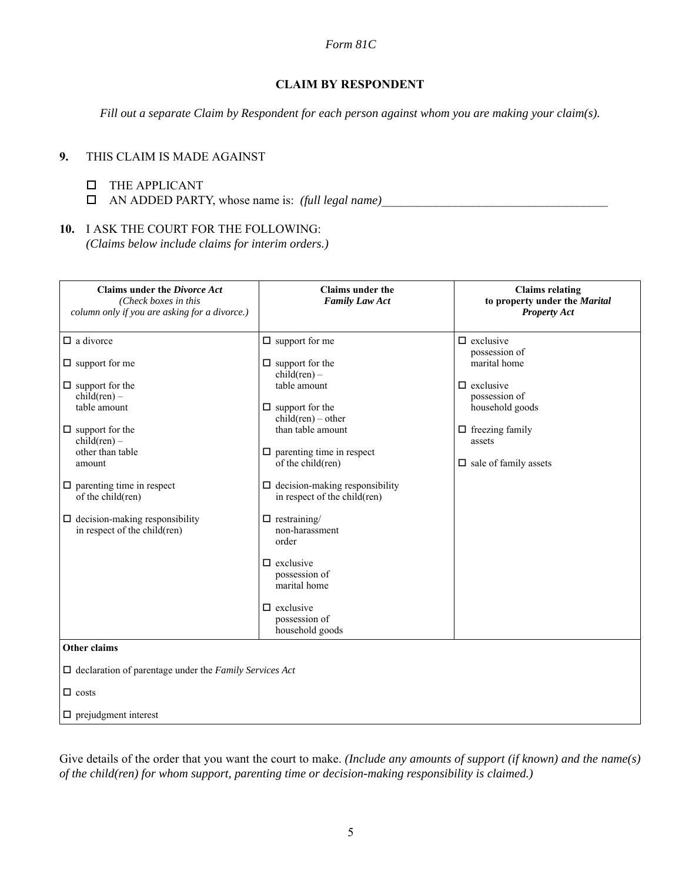*Form 81C*

## CLAIM BY RESPONDENT

*Fill out a separate Claim by Respondent for each person against whom you are making your claim(s).*

**9.** THIS CLAIM IS MADE AGAINST

- ☐ THE APPLICANT
- ☐ AN ADDED PARTY, whose name is: *(full legal name)*_____________________________________

**10.** I ASK THE COURT FOR THE FOLLOWING:
*(Claims below include claims for interim orders.)*

| **Claims under the *Divorce Act*** *(Check boxes in this column only if you are asking for a divorce.)* | **Claims under the *Family Law Act*** | **Claims relating to property under the *Marital Property Act*** |
|---|---|---|
| ☐ a divorce | ☐ support for me | ☐ exclusive possession of marital home |
| ☐ support for me | ☐ support for the child(ren) – table amount | ☐ exclusive possession of household goods |
| ☐ support for the child(ren) – table amount | ☐ support for the child(ren) – other than table amount | ☐ freezing family assets |
| ☐ support for the child(ren) – other than table amount | ☐ parenting time in respect of the child(ren) | ☐ sale of family assets |
| ☐ parenting time in respect of the child(ren) | ☐ decision-making responsibility in respect of the child(ren) | |
| ☐ decision-making responsibility in respect of the child(ren) | ☐ restraining/ non-harassment order | |
| | ☐ exclusive possession of marital home | |
| | ☐ exclusive possession of household goods | |
| **Other claims** | | |
| ☐ declaration of parentage under the *Family Services Act* | | |
| ☐ costs | | |
| ☐ prejudgment interest | | |

Give details of the order that you want the court to make. *(Include any amounts of support (if known) and the name(s) of the child(ren) for whom support, parenting time or decision-making responsibility is claimed.)*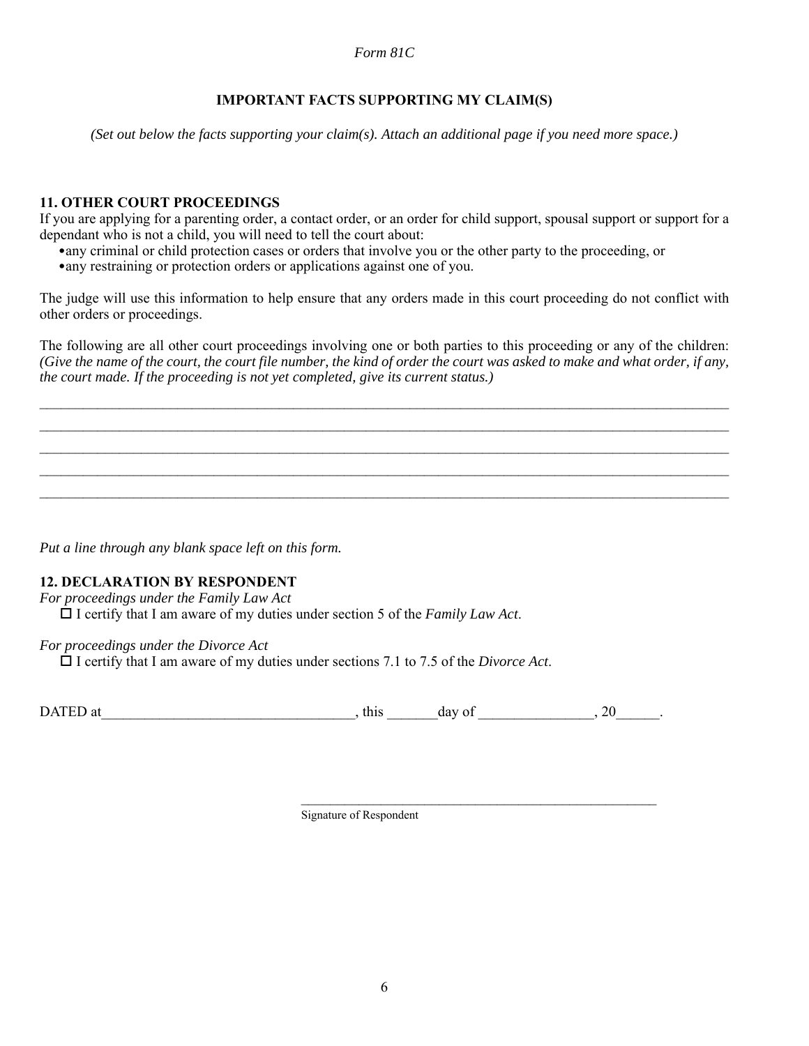*Form 81C*

**IMPORTANT FACTS SUPPORTING MY CLAIM(S)**

*(Set out below the facts supporting your claim(s). Attach an additional page if you need more space.)*

**11. OTHER COURT PROCEEDINGS**

If you are applying for a parenting order, a contact order, or an order for child support, spousal support or support for a dependant who is not a child, you will need to tell the court about:

- any criminal or child protection cases or orders that involve you or the other party to the proceeding, or
- any restraining or protection orders or applications against one of you.

The judge will use this information to help ensure that any orders made in this court proceeding do not conflict with other orders or proceedings.

The following are all other court proceedings involving one or both parties to this proceeding or any of the children: *(Give the name of the court, the court file number, the kind of order the court was asked to make and what order, if any, the court made. If the proceeding is not yet completed, give its current status.)*

\_\_\_\_\_\_\_\_\_\_\_\_\_\_\_\_\_\_\_\_\_\_\_\_\_\_\_\_\_\_\_\_\_\_\_\_\_\_\_\_\_\_\_\_\_\_\_\_\_\_\_\_\_\_\_\_\_\_\_\_\_\_\_\_\_\_\_\_\_\_\_\_\_\_\_\_\_\_

\_\_\_\_\_\_\_\_\_\_\_\_\_\_\_\_\_\_\_\_\_\_\_\_\_\_\_\_\_\_\_\_\_\_\_\_\_\_\_\_\_\_\_\_\_\_\_\_\_\_\_\_\_\_\_\_\_\_\_\_\_\_\_\_\_\_\_\_\_\_\_\_\_\_\_\_\_\_

\_\_\_\_\_\_\_\_\_\_\_\_\_\_\_\_\_\_\_\_\_\_\_\_\_\_\_\_\_\_\_\_\_\_\_\_\_\_\_\_\_\_\_\_\_\_\_\_\_\_\_\_\_\_\_\_\_\_\_\_\_\_\_\_\_\_\_\_\_\_\_\_\_\_\_\_\_\_

\_\_\_\_\_\_\_\_\_\_\_\_\_\_\_\_\_\_\_\_\_\_\_\_\_\_\_\_\_\_\_\_\_\_\_\_\_\_\_\_\_\_\_\_\_\_\_\_\_\_\_\_\_\_\_\_\_\_\_\_\_\_\_\_\_\_\_\_\_\_\_\_\_\_\_\_\_\_

\_\_\_\_\_\_\_\_\_\_\_\_\_\_\_\_\_\_\_\_\_\_\_\_\_\_\_\_\_\_\_\_\_\_\_\_\_\_\_\_\_\_\_\_\_\_\_\_\_\_\_\_\_\_\_\_\_\_\_\_\_\_\_\_\_\_\_\_\_\_\_\_\_\_\_\_\_\_

*Put a line through any blank space left on this form.*

**12. DECLARATION BY RESPONDENT**

*For proceedings under the Family Law Act*

☐ I certify that I am aware of my duties under section 5 of the *Family Law Act*.

*For proceedings under the Divorce Act*

☐ I certify that I am aware of my duties under sections 7.1 to 7.5 of the *Divorce Act*.

DATED at\_\_\_\_\_\_\_\_\_\_\_\_\_\_\_\_\_\_\_\_\_\_\_\_\_\_\_\_\_\_\_\_\_\_\_, this \_\_\_\_\_\_\_day of \_\_\_\_\_\_\_\_\_\_\_\_\_\_\_\_, 20\_\_\_\_\_\_.

\_\_\_\_\_\_\_\_\_\_\_\_\_\_\_\_\_\_\_\_\_\_\_\_\_\_\_\_\_\_\_\_\_\_\_\_\_\_\_\_\_\_\_\_\_\_\_\_\_\_\_

Signature of Respondent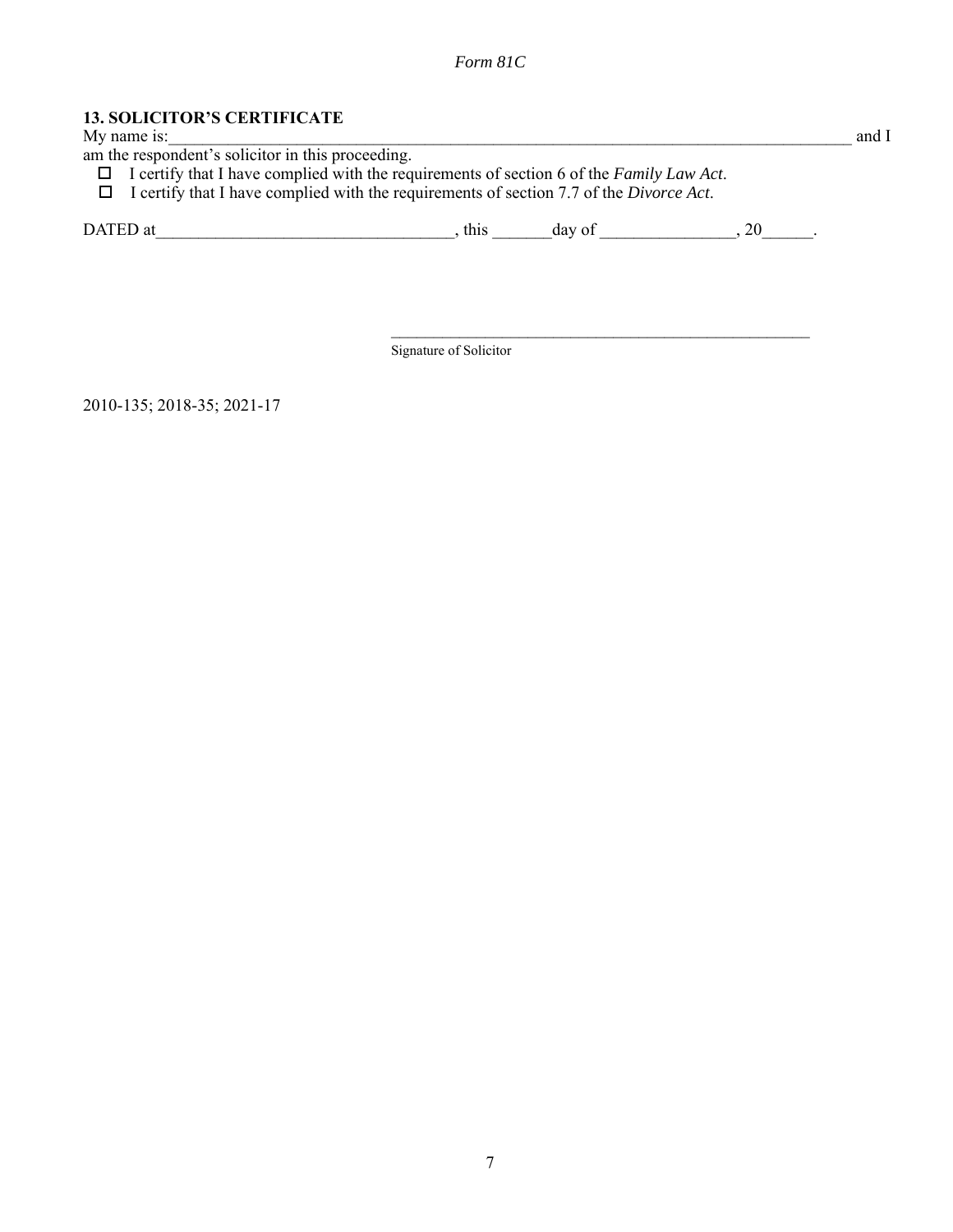## 13. SOLICITOR'S CERTIFICATE

My name is:_______________________________________________________________________________ and I am the respondent's solicitor in this proceeding.

- ☐ I certify that I have complied with the requirements of section 6 of the *Family Law Act*.
- ☐ I certify that I have complied with the requirements of section 7.7 of the *Divorce Act*.

DATED at___________________________________, this _______day of ________________, 20______.

_______________________________________________________

Signature of Solicitor

2010-135; 2018-35; 2021-17